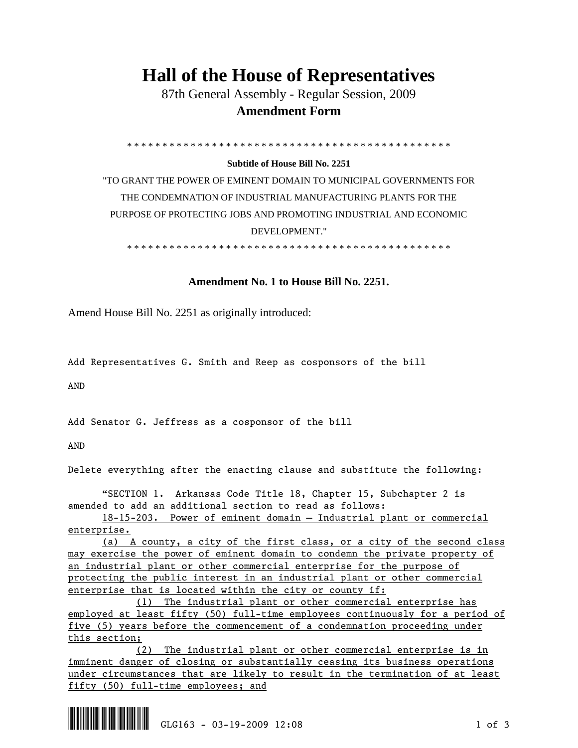# Hall of the House of Representatives

87th General Assembly - Regular Session, 2009

**Amendment Form**

\* \* \* \* \* \* \* \* \* \* \* \* \* \* \* \* \* \* \* \* \* \* \* \* \* \* \* \* \* \* \* \* \* \* \* \* \* \* \* \* \* \* \* \* \* \* \* \*

**Subtitle of House Bill No. 2251**

"TO GRANT THE POWER OF EMINENT DOMAIN TO MUNICIPAL GOVERNMENTS FOR THE CONDEMNATION OF INDUSTRIAL MANUFACTURING PLANTS FOR THE PURPOSE OF PROTECTING JOBS AND PROMOTING INDUSTRIAL AND ECONOMIC DEVELOPMENT."

\* \* \* \* \* \* \* \* \* \* \* \* \* \* \* \* \* \* \* \* \* \* \* \* \* \* \* \* \* \* \* \* \* \* \* \* \* \* \* \* \* \* \* \* \* \* \* \*

**Amendment No. 1 to House Bill No. 2251.**

Amend House Bill No. 2251 as originally introduced:

Add Representatives G. Smith and Reep as cosponsors of the bill

AND

Add Senator G. Jeffress as a cosponsor of the bill

AND

Delete everything after the enacting clause and substitute the following:

"SECTION 1. Arkansas Code Title 18, Chapter 15, Subchapter 2 is amended to add an additional section to read as follows:

18-15-203. Power of eminent domain – Industrial plant or commercial enterprise.

(a) A county, a city of the first class, or a city of the second class may exercise the power of eminent domain to condemn the private property of an industrial plant or other commercial enterprise for the purpose of protecting the public interest in an industrial plant or other commercial enterprise that is located within the city or county if:

(1) The industrial plant or other commercial enterprise has employed at least fifty (50) full-time employees continuously for a period of five (5) years before the commencement of a condemnation proceeding under this section;

(2) The industrial plant or other commercial enterprise is in imminent danger of closing or substantially ceasing its business operations under circumstances that are likely to result in the termination of at least fifty (50) full-time employees; and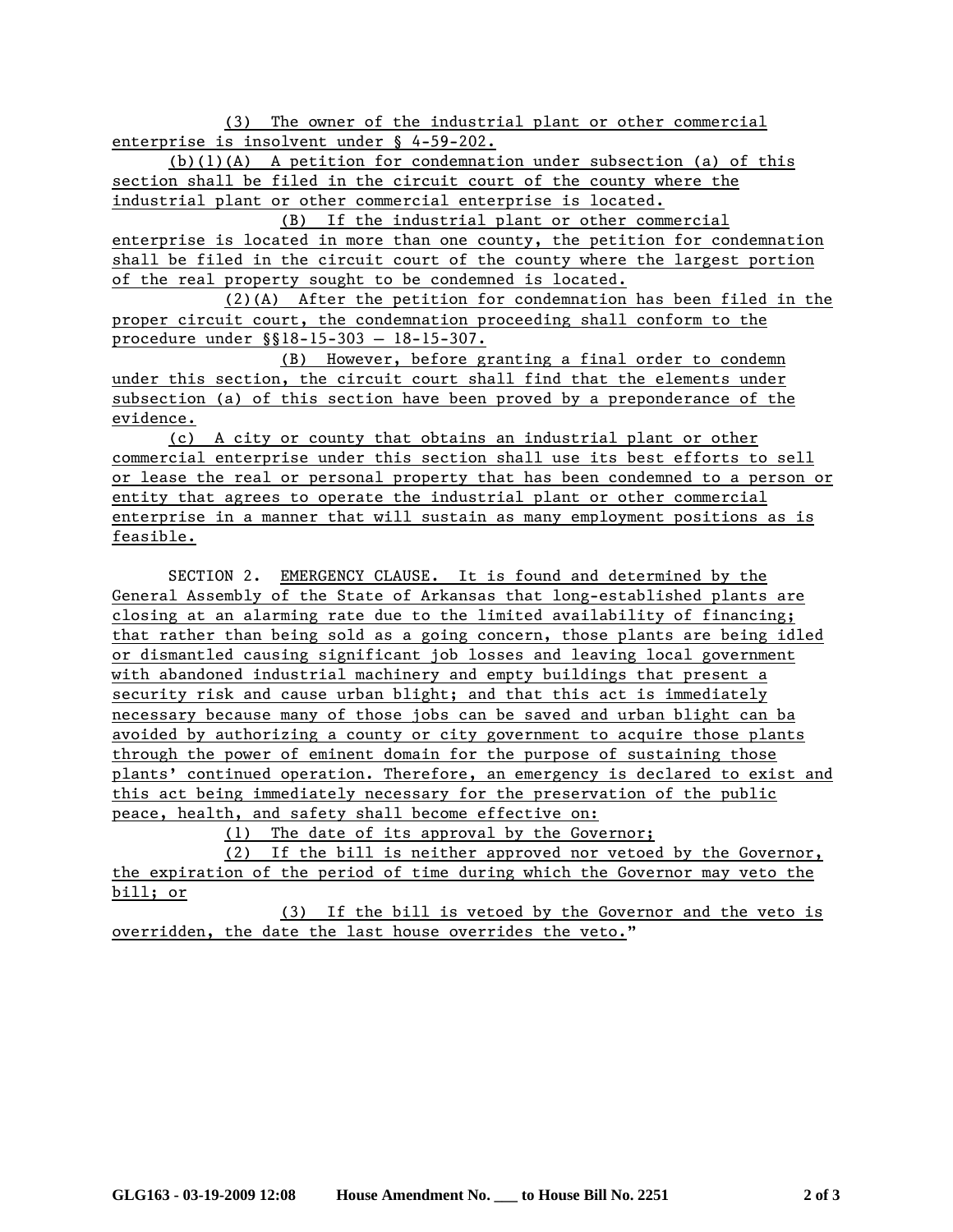(3) The owner of the industrial plant or other commercial enterprise is insolvent under § 4-59-202.

(b)(1)(A) A petition for condemnation under subsection (a) of this section shall be filed in the circuit court of the county where the industrial plant or other commercial enterprise is located.

(B) If the industrial plant or other commercial enterprise is located in more than one county, the petition for condemnation shall be filed in the circuit court of the county where the largest portion of the real property sought to be condemned is located.

(2)(A) After the petition for condemnation has been filed in the proper circuit court, the condemnation proceeding shall conform to the procedure under §§18-15-303 – 18-15-307.

(B) However, before granting a final order to condemn under this section, the circuit court shall find that the elements under subsection (a) of this section have been proved by a preponderance of the evidence.

(c) A city or county that obtains an industrial plant or other commercial enterprise under this section shall use its best efforts to sell or lease the real or personal property that has been condemned to a person or entity that agrees to operate the industrial plant or other commercial enterprise in a manner that will sustain as many employment positions as is feasible.

SECTION 2. EMERGENCY CLAUSE. It is found and determined by the General Assembly of the State of Arkansas that long-established plants are closing at an alarming rate due to the limited availability of financing; that rather than being sold as a going concern, those plants are being idled or dismantled causing significant job losses and leaving local government with abandoned industrial machinery and empty buildings that present a security risk and cause urban blight; and that this act is immediately necessary because many of those jobs can be saved and urban blight can ba avoided by authorizing a county or city government to acquire those plants through the power of eminent domain for the purpose of sustaining those plants' continued operation. Therefore, an emergency is declared to exist and this act being immediately necessary for the preservation of the public peace, health, and safety shall become effective on:

(1) The date of its approval by the Governor;

(2) If the bill is neither approved nor vetoed by the Governor, the expiration of the period of time during which the Governor may veto the bill; or

(3) If the bill is vetoed by the Governor and the veto is overridden, the date the last house overrides the veto."

GLG163 - 03-19-2009 12:08 House Amendment No. ___ to House Bill No. 2251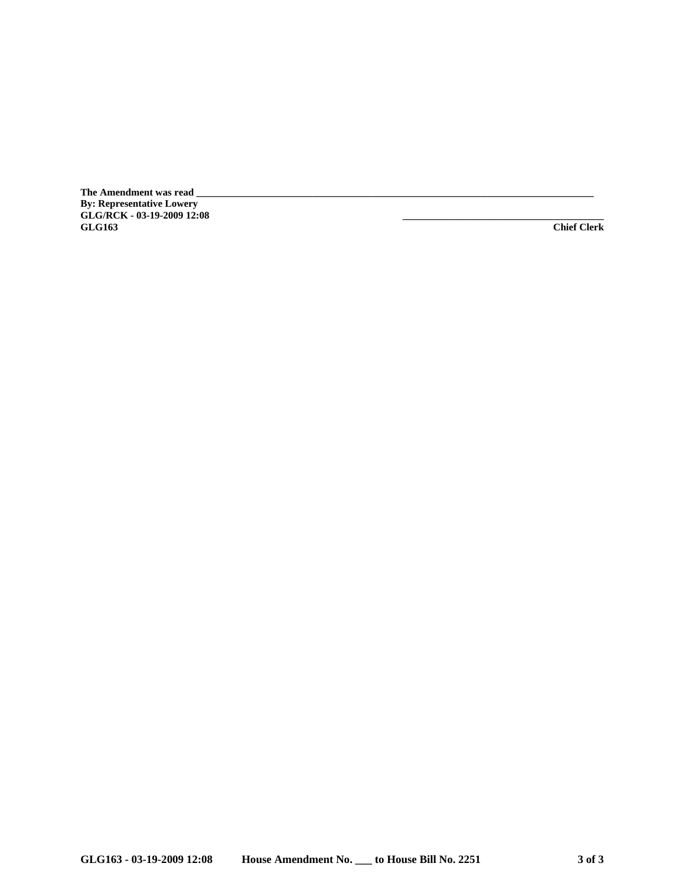**The Amendment was read \_\_\_\_\_\_\_\_\_\_\_\_\_\_\_\_\_\_\_\_\_\_\_\_\_\_\_\_\_\_\_\_\_\_\_\_\_\_\_\_\_\_\_\_\_\_\_\_\_\_\_\_\_\_\_\_\_\_\_\_\_\_\_\_\_\_\_\_\_\_\_\_\_\_\_\_\_**
**By: Representative Lowery**
**GLG/RCK - 03-19-2009 12:08** \_\_\_\_\_\_\_\_\_\_\_\_\_\_\_\_\_\_\_\_\_\_\_\_\_\_\_\_\_\_\_\_\_\_\_\_\_\_\_\_
**GLG163** **Chief Clerk**